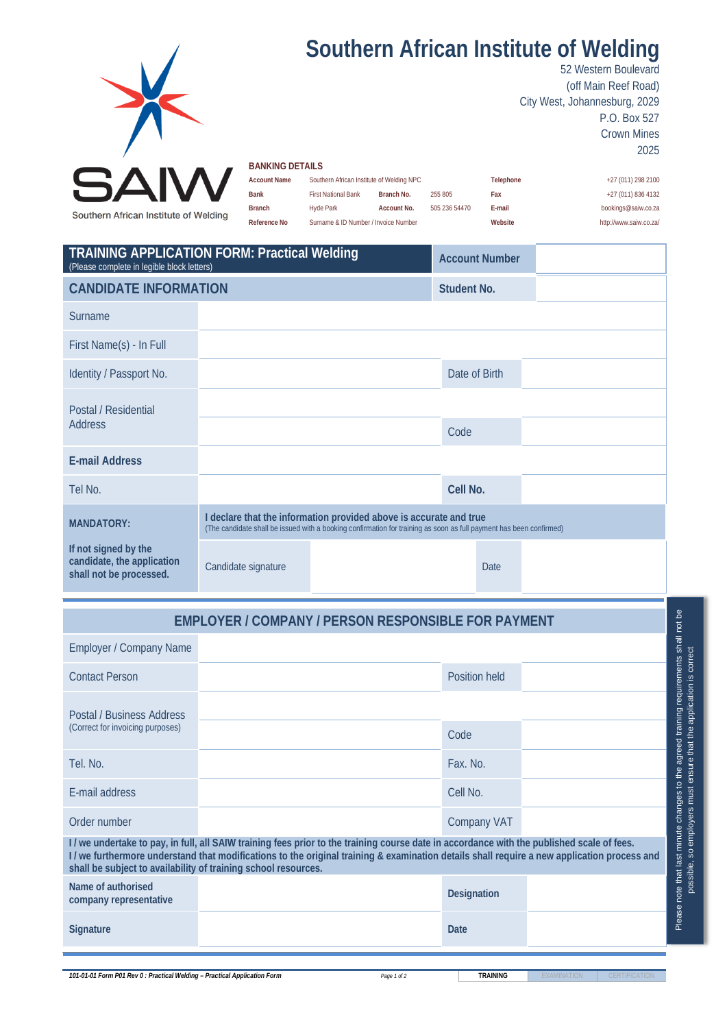# Southern African Institute of Welding

52 Western Boulevard
(off Main Reef Road)
City West, Johannesburg, 2029
P.O. Box 527
Crown Mines
2025

SAIW
Southern African Institute of Welding

**BANKING DETAILS**

| | | | | | |
|---|---|---|---|---|---|
| **Account Name** | Southern African Institute of Welding NPC | | | **Telephone** | +27 (011) 298 2100 |
| **Bank** | First National Bank | **Branch No.** | 255 805 | **Fax** | +27 (011) 836 4132 |
| **Branch** | Hyde Park | **Account No.** | 505 236 54470 | **E-mail** | bookings@saiw.co.za |
| **Reference No** | Surname & ID Number / Invoice Number | | | **Website** | http://www.saiw.co.za/ |

## TRAINING APPLICATION FORM: Practical Welding

(Please complete in legible block letters)

| | |
|---|---|
| **Account Number** | |
| **Student No.** | |

### CANDIDATE INFORMATION

| | | | |
|---|---|---|---|
| Surname | | | |
| First Name(s) - In Full | | | |
| Identity / Passport No. | | Date of Birth | |
| Postal / Residential Address | | | |
| | | Code | |
| **E-mail Address** | | | |
| Tel No. | | **Cell No.** | |
| **MANDATORY:** | **I declare that the information provided above is accurate and true** (The candidate shall be issued with a booking confirmation for training as soon as full payment has been confirmed) | | |
| **If not signed by the candidate, the application shall not be processed.** | Candidate signature | Date | |

### EMPLOYER / COMPANY / PERSON RESPONSIBLE FOR PAYMENT

| | | | |
|---|---|---|---|
| Employer / Company Name | | | |
| Contact Person | | Position held | |
| Postal / Business Address (Correct for invoicing purposes) | | | |
| | | Code | |
| Tel. No. | | Fax. No. | |
| E-mail address | | Cell No. | |
| Order number | | Company VAT | |

**I / we undertake to pay, in full, all SAIW training fees prior to the training course date in accordance with the published scale of fees. I / we furthermore understand that modifications to the original training & examination details shall require a new application process and shall be subject to availability of training school resources.**

| | | | |
|---|---|---|---|
| **Name of authorised company representative** | | **Designation** | |
| **Signature** | | **Date** | |

Please note that last minute changes to the agreed training requirements shall not be possible, so employers must ensure that the application is correct

*101-01-01 Form P01 Rev 0 : Practical Welding – Practical Application Form*

| TRAINING | EXAMINATION | CERTIFICATION |
|---|---|---|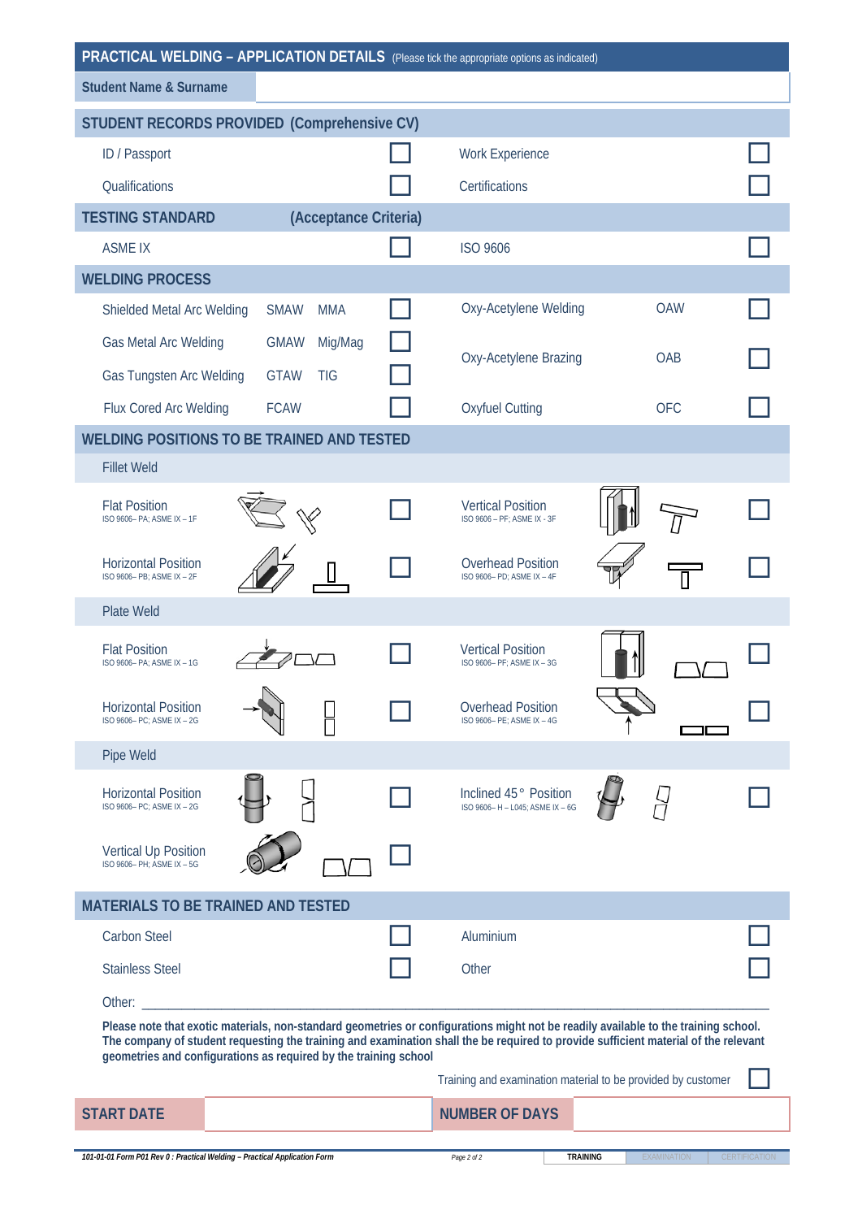## PRACTICAL WELDING – APPLICATION DETAILS (Please tick the appropriate options as indicated)

| | |
|---|---|
| **Student Name & Surname** | |

### STUDENT RECORDS PROVIDED (Comprehensive CV)

| | | | |
|---|---|---|---|
| ID / Passport | ☐ | Work Experience | ☐ |
| Qualifications | ☐ | Certifications | ☐ |

### TESTING STANDARD (Acceptance Criteria)

| | | | |
|---|---|---|---|
| ASME IX | ☐ | ISO 9606 | ☐ |

### WELDING PROCESS

| | | | | | | |
|---|---|---|---|---|---|---|
| Shielded Metal Arc Welding | SMAW | MMA | ☐ | Oxy-Acetylene Welding | OAW | ☐ |
| Gas Metal Arc Welding | GMAW | Mig/Mag | ☐ | Oxy-Acetylene Brazing | OAB | ☐ |
| Gas Tungsten Arc Welding | GTAW | TIG | ☐ | | | |
| Flux Cored Arc Welding | FCAW | | ☐ | Oxyfuel Cutting | OFC | ☐ |

### WELDING POSITIONS TO BE TRAINED AND TESTED

**Fillet Weld**

| | | | |
|---|---|---|---|
| Flat Position<br>ISO 9606– PA; ASME IX – 1F | ☐ | Vertical Position<br>ISO 9606 – PF; ASME IX - 3F | ☐ |
| Horizontal Position<br>ISO 9606– PB; ASME IX – 2F | ☐ | Overhead Position<br>ISO 9606– PD; ASME IX – 4F | ☐ |

**Plate Weld**

| | | | |
|---|---|---|---|
| Flat Position<br>ISO 9606– PA; ASME IX – 1G | ☐ | Vertical Position<br>ISO 9606– PF; ASME IX – 3G | ☐ |
| Horizontal Position<br>ISO 9606– PC; ASME IX – 2G | ☐ | Overhead Position<br>ISO 9606– PE; ASME IX – 4G | ☐ |

**Pipe Weld**

| | | | |
|---|---|---|---|
| Horizontal Position<br>ISO 9606– PC; ASME IX – 2G | ☐ | Inclined 45° Position<br>ISO 9606– H – L045; ASME IX – 6G | ☐ |
| Vertical Up Position<br>ISO 9606– PH; ASME IX – 5G | ☐ | | |

### MATERIALS TO BE TRAINED AND TESTED

| | | | |
|---|---|---|---|
| Carbon Steel | ☐ | Aluminium | ☐ |
| Stainless Steel | ☐ | Other | ☐ |

Other: ____________________________________________________________

**Please note that exotic materials, non-standard geometries or configurations might not be readily available to the training school. The company of student requesting the training and examination shall the be required to provide sufficient material of the relevant geometries and configurations as required by the training school**

Training and examination material to be provided by customer ☐

| | | | |
|---|---|---|---|
| **START DATE** | | **NUMBER OF DAYS** | |

*101-01-01 Form P01 Rev 0 : Practical Welding – Practical Application Form*

TRAINING | EXAMINATION | CERTIFICATION